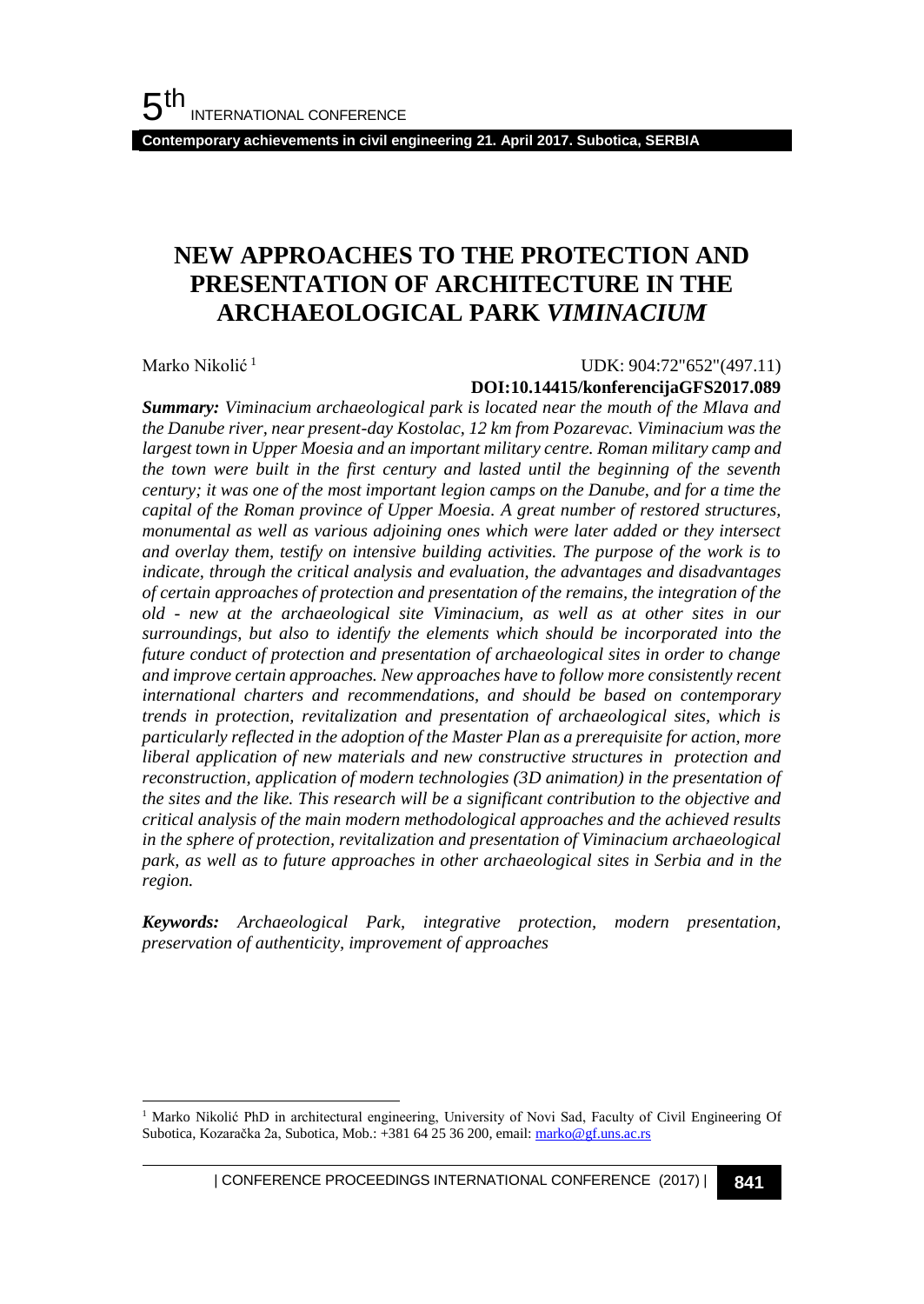# NEW APPROACHES TO THE PROTECTION AND PRESENTATION OF ARCHITECTURE IN THE ARCHAEOLOGICAL PARK *VIMINACIUM*

Marko Nikolić [1]

UDK: 904:72"652"(497.11)

**DOI:10.14415/konferencijaGFS2017.089**

***Summary:*** *Viminacium archaeological park is located near the mouth of the Mlava and the Danube river, near present-day Kostolac, 12 km from Pozarevac. Viminacium was the largest town in Upper Moesia and an important military centre. Roman military camp and the town were built in the first century and lasted until the beginning of the seventh century; it was one of the most important legion camps on the Danube, and for a time the capital of the Roman province of Upper Moesia. A great number of restored structures, monumental as well as various adjoining ones which were later added or they intersect and overlay them, testify on intensive building activities. The purpose of the work is to indicate, through the critical analysis and evaluation, the advantages and disadvantages of certain approaches of protection and presentation of the remains, the integration of the old - new at the archaeological site Viminacium, as well as at other sites in our surroundings, but also to identify the elements which should be incorporated into the future conduct of protection and presentation of archaeological sites in order to change and improve certain approaches. New approaches have to follow more consistently recent international charters and recommendations, and should be based on contemporary trends in protection, revitalization and presentation of archaeological sites, which is particularly reflected in the adoption of the Master Plan as a prerequisite for action, more liberal application of new materials and new constructive structures in protection and reconstruction, application of modern technologies (3D animation) in the presentation of the sites and the like. This research will be a significant contribution to the objective and critical analysis of the main modern methodological approaches and the achieved results in the sphere of protection, revitalization and presentation of Viminacium archaeological park, as well as to future approaches in other archaeological sites in Serbia and in the region.*

***Keywords:*** *Archaeological Park, integrative protection, modern presentation, preservation of authenticity, improvement of approaches*

---

[1] Marko Nikolić PhD in architectural engineering, University of Novi Sad, Faculty of Civil Engineering Of Subotica, Kozaračka 2a, Subotica, Mob.: +381 64 25 36 200, email: marko@gf.uns.ac.rs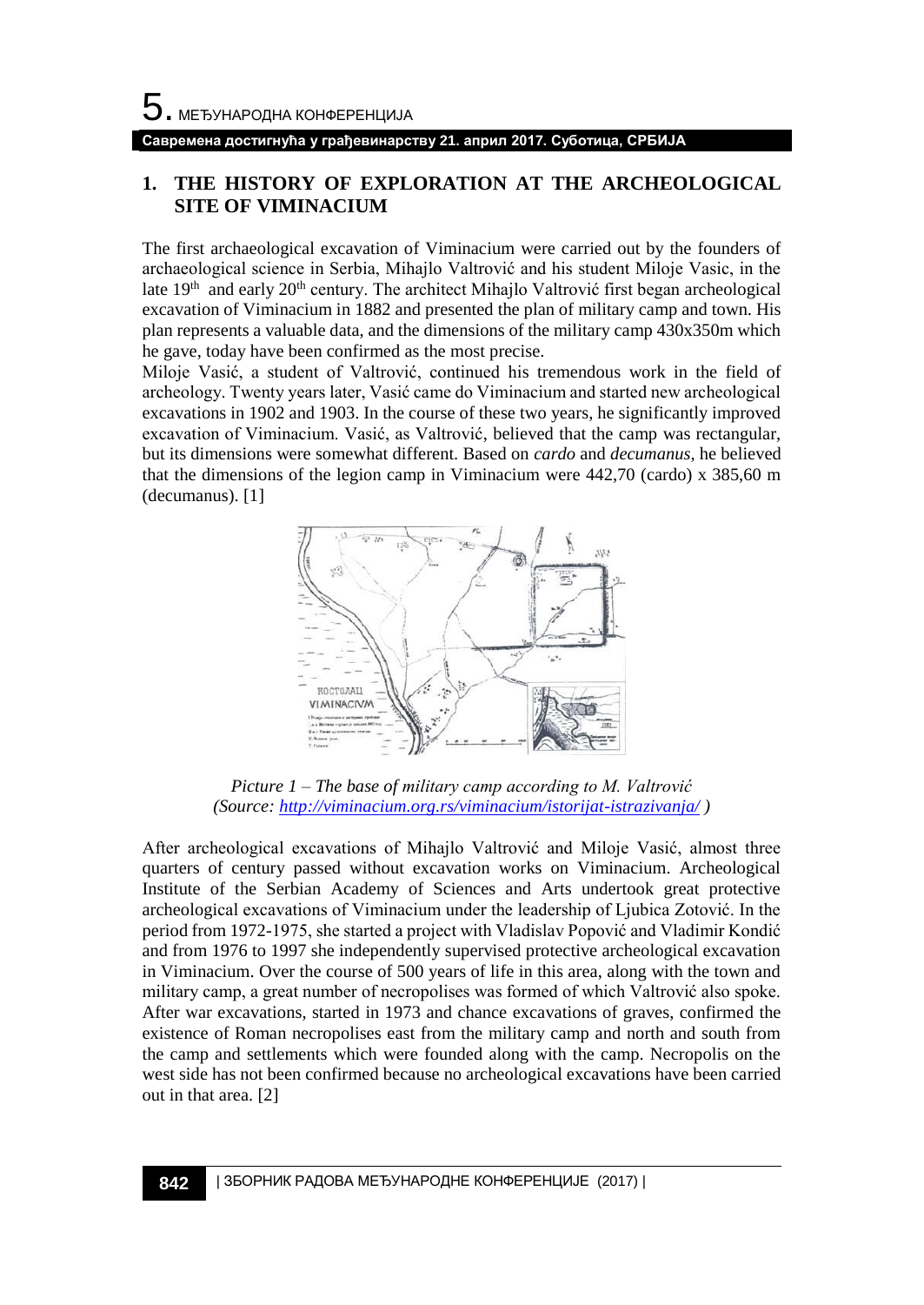## 1. THE HISTORY OF EXPLORATION AT THE ARCHEOLOGICAL SITE OF VIMINACIUM

The first archaeological excavation of Viminacium were carried out by the founders of archaeological science in Serbia, Mihajlo Valtrović and his student Miloje Vasic, in the late 19th and early 20th century. The architect Mihajlo Valtrović first began archeological excavation of Viminacium in 1882 and presented the plan of military camp and town. His plan represents a valuable data, and the dimensions of the military camp 430x350m which he gave, today have been confirmed as the most precise.

Miloje Vasić, a student of Valtrović, continued his tremendous work in the field of archeology. Twenty years later, Vasić came do Viminacium and started new archeological excavations in 1902 and 1903. In the course of these two years, he significantly improved excavation of Viminacium. Vasić, as Valtrović, believed that the camp was rectangular, but its dimensions were somewhat different. Based on *cardo* and *decumanus*, he believed that the dimensions of the legion camp in Viminacium were 442,70 (cardo) x 385,60 m (decumanus). [1]

*Picture 1 – The base of military camp according to M. Valtrović (Source: http://viminacium.org.rs/viminacium/istorijat-istrazivanja/ )*

After archeological excavations of Mihajlo Valtrović and Miloje Vasić, almost three quarters of century passed without excavation works on Viminacium. Archeological Institute of the Serbian Academy of Sciences and Arts undertook great protective archeological excavations of Viminacium under the leadership of Ljubica Zotović. In the period from 1972-1975, she started a project with Vladislav Popović and Vladimir Kondić and from 1976 to 1997 she independently supervised protective archeological excavation in Viminacium. Over the course of 500 years of life in this area, along with the town and military camp, a great number of necropolises was formed of which Valtrović also spoke. After war excavations, started in 1973 and chance excavations of graves, confirmed the existence of Roman necropolises east from the military camp and north and south from the camp and settlements which were founded along with the camp. Necropolis on the west side has not been confirmed because no archeological excavations have been carried out in that area. [2]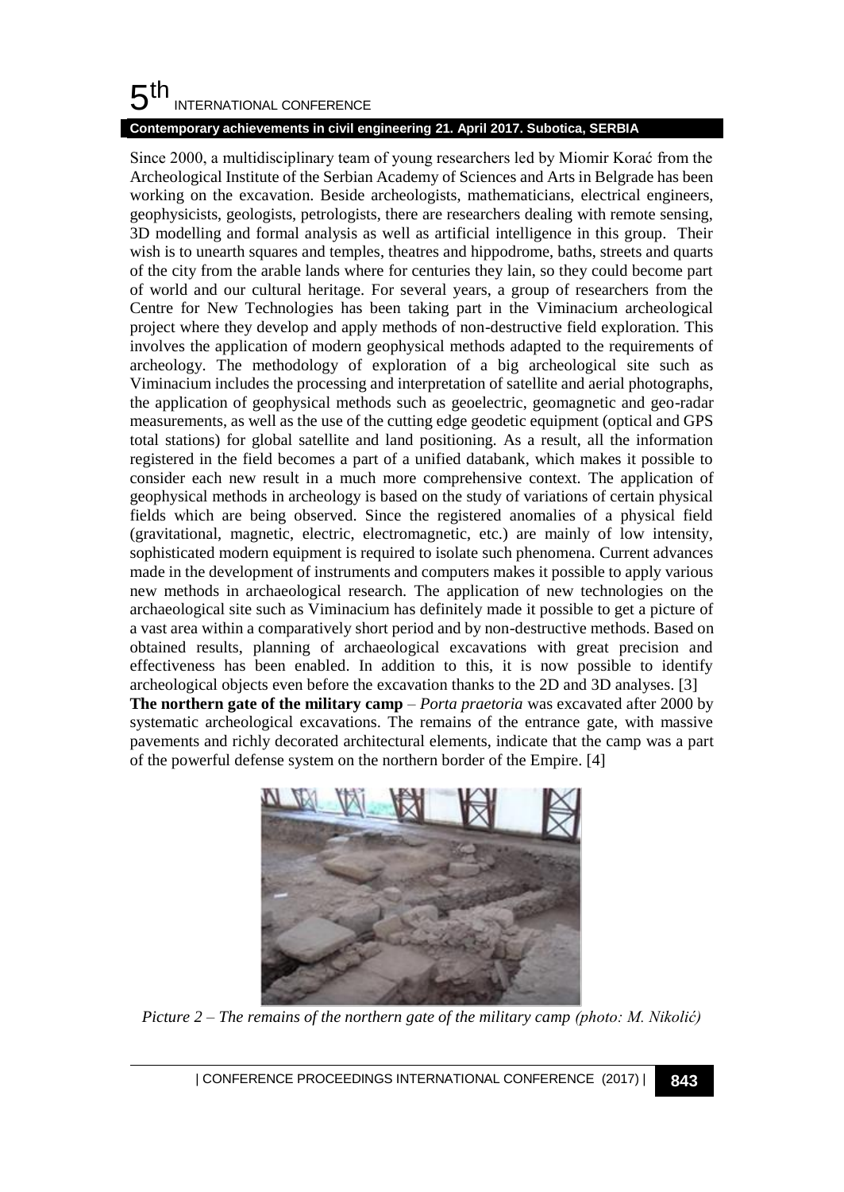Since 2000, a multidisciplinary team of young researchers led by Miomir Korać from the Archeological Institute of the Serbian Academy of Sciences and Arts in Belgrade has been working on the excavation. Beside archeologists, mathematicians, electrical engineers, geophysicists, geologists, petrologists, there are researchers dealing with remote sensing, 3D modelling and formal analysis as well as artificial intelligence in this group. Their wish is to unearth squares and temples, theatres and hippodrome, baths, streets and quarts of the city from the arable lands where for centuries they lain, so they could become part of world and our cultural heritage. For several years, a group of researchers from the Centre for New Technologies has been taking part in the Viminacium archeological project where they develop and apply methods of non-destructive field exploration. This involves the application of modern geophysical methods adapted to the requirements of archeology. The methodology of exploration of a big archeological site such as Viminacium includes the processing and interpretation of satellite and aerial photographs, the application of geophysical methods such as geoelectric, geomagnetic and geo-radar measurements, as well as the use of the cutting edge geodetic equipment (optical and GPS total stations) for global satellite and land positioning. As a result, all the information registered in the field becomes a part of a unified databank, which makes it possible to consider each new result in a much more comprehensive context. The application of geophysical methods in archeology is based on the study of variations of certain physical fields which are being observed. Since the registered anomalies of a physical field (gravitational, magnetic, electric, electromagnetic, etc.) are mainly of low intensity, sophisticated modern equipment is required to isolate such phenomena. Current advances made in the development of instruments and computers makes it possible to apply various new methods in archaeological research. The application of new technologies on the archaeological site such as Viminacium has definitely made it possible to get a picture of a vast area within a comparatively short period and by non-destructive methods. Based on obtained results, planning of archaeological excavations with great precision and effectiveness has been enabled. In addition to this, it is now possible to identify archeological objects even before the excavation thanks to the 2D and 3D analyses. [3]

**The northern gate of the military camp** – *Porta praetoria* was excavated after 2000 by systematic archeological excavations. The remains of the entrance gate, with massive pavements and richly decorated architectural elements, indicate that the camp was a part of the powerful defense system on the northern border of the Empire. [4]

*Picture 2 – The remains of the northern gate of the military camp (photo: M. Nikolić)*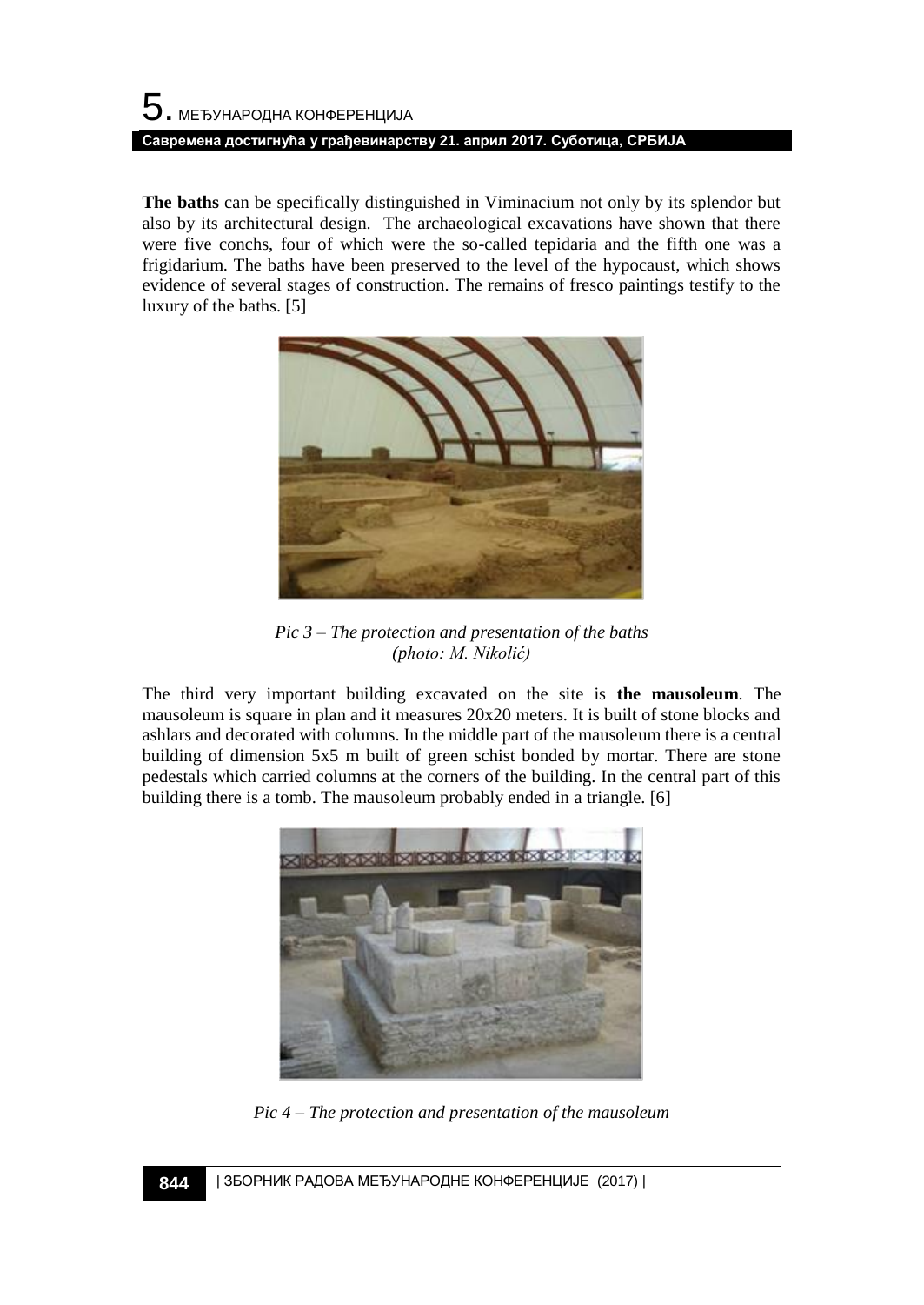**The baths** can be specifically distinguished in Viminacium not only by its splendor but also by its architectural design. The archaeological excavations have shown that there were five conchs, four of which were the so-called tepidaria and the fifth one was a frigidarium. The baths have been preserved to the level of the hypocaust, which shows evidence of several stages of construction. The remains of fresco paintings testify to the luxury of the baths. [5]

*Pic 3 – The protection and presentation of the baths (photo: M. Nikolić)*

The third very important building excavated on the site is **the mausoleum**. The mausoleum is square in plan and it measures 20x20 meters. It is built of stone blocks and ashlars and decorated with columns. In the middle part of the mausoleum there is a central building of dimension 5x5 m built of green schist bonded by mortar. There are stone pedestals which carried columns at the corners of the building. In the central part of this building there is a tomb. The mausoleum probably ended in a triangle. [6]

*Pic 4 – The protection and presentation of the mausoleum*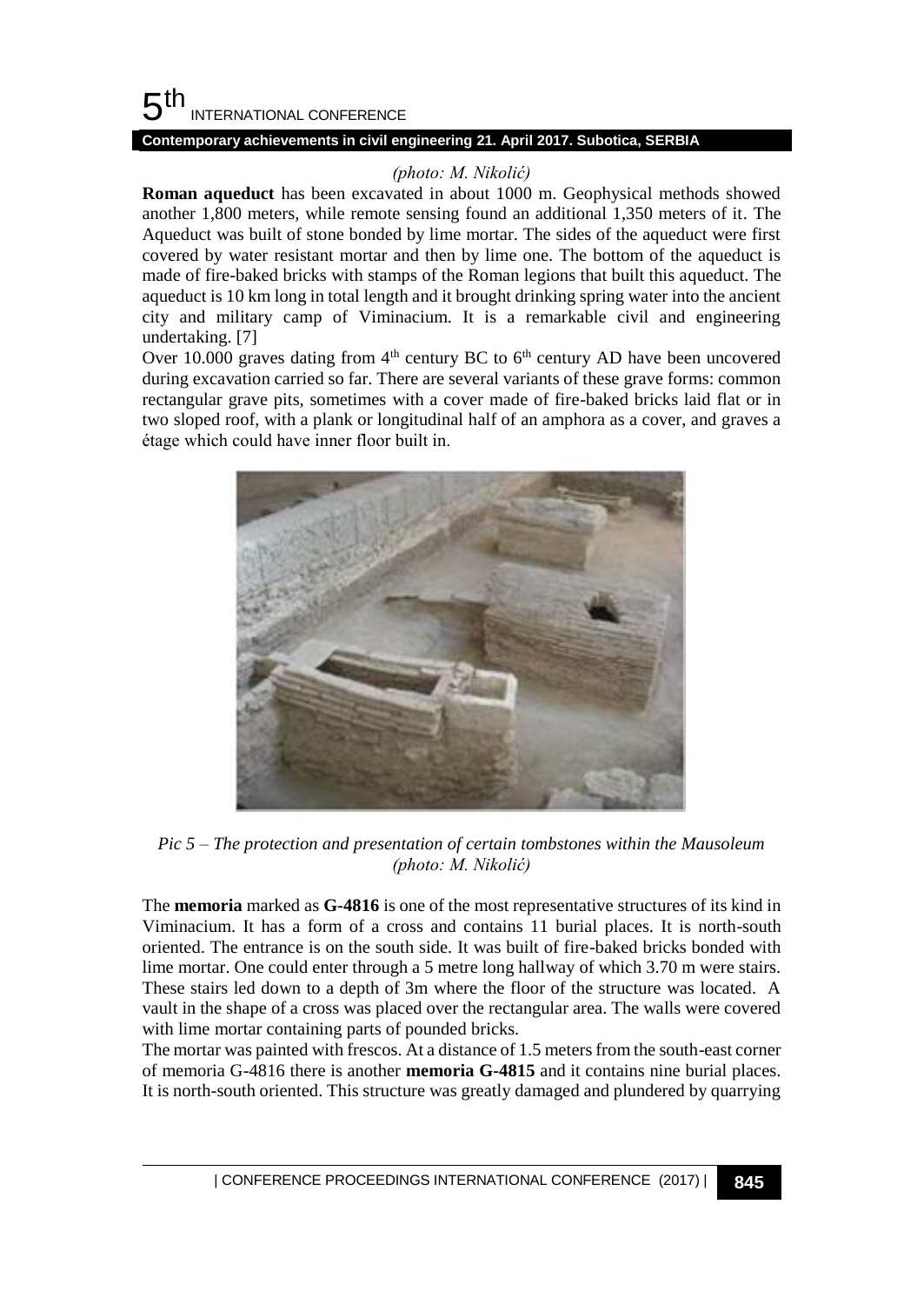*(photo: M. Nikolić)*

**Roman aqueduct** has been excavated in about 1000 m. Geophysical methods showed another 1,800 meters, while remote sensing found an additional 1,350 meters of it. The Aqueduct was built of stone bonded by lime mortar. The sides of the aqueduct were first covered by water resistant mortar and then by lime one. The bottom of the aqueduct is made of fire-baked bricks with stamps of the Roman legions that built this aqueduct. The aqueduct is 10 km long in total length and it brought drinking spring water into the ancient city and military camp of Viminacium. It is a remarkable civil and engineering undertaking. [7]

Over 10.000 graves dating from 4th century BC to 6th century AD have been uncovered during excavation carried so far. There are several variants of these grave forms: common rectangular grave pits, sometimes with a cover made of fire-baked bricks laid flat or in two sloped roof, with a plank or longitudinal half of an amphora as a cover, and graves a étage which could have inner floor built in.

*Pic 5 – The protection and presentation of certain tombstones within the Mausoleum (photo: M. Nikolić)*

The **memoria** marked as **G-4816** is one of the most representative structures of its kind in Viminacium. It has a form of a cross and contains 11 burial places. It is north-south oriented. The entrance is on the south side. It was built of fire-baked bricks bonded with lime mortar. One could enter through a 5 metre long hallway of which 3.70 m were stairs. These stairs led down to a depth of 3m where the floor of the structure was located. A vault in the shape of a cross was placed over the rectangular area. The walls were covered with lime mortar containing parts of pounded bricks.

The mortar was painted with frescos. At a distance of 1.5 meters from the south-east corner of memoria G-4816 there is another **memoria G-4815** and it contains nine burial places. It is north-south oriented. This structure was greatly damaged and plundered by quarrying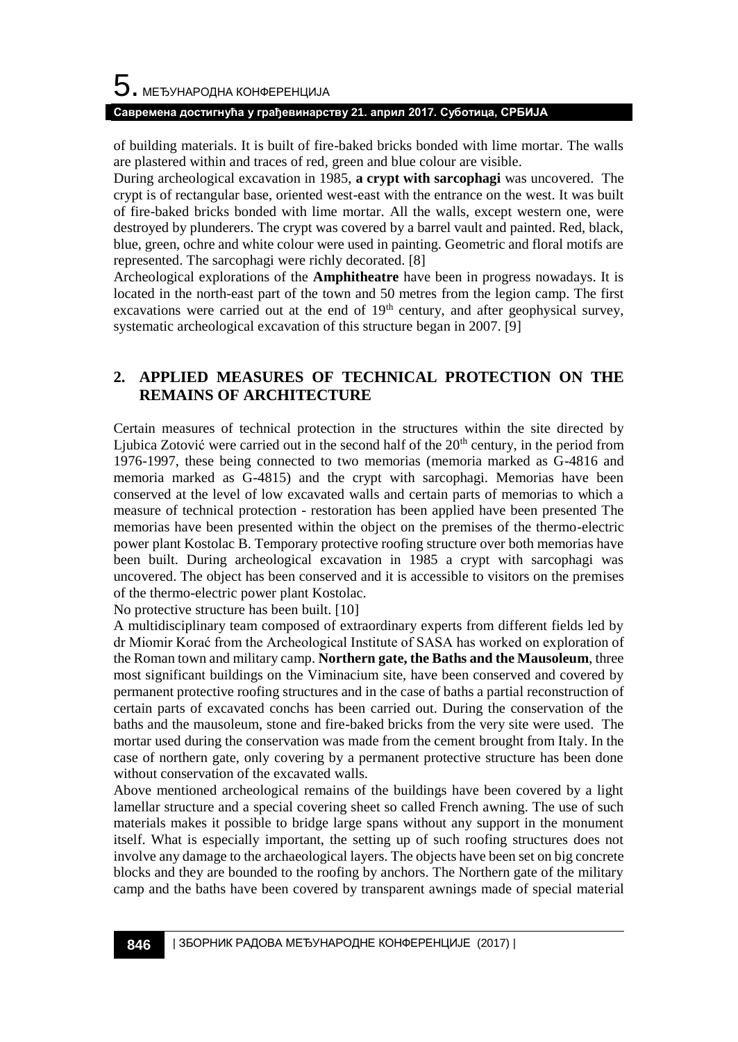of building materials. It is built of fire-baked bricks bonded with lime mortar. The walls are plastered within and traces of red, green and blue colour are visible.

During archeological excavation in 1985, **a crypt with sarcophagi** was uncovered. The crypt is of rectangular base, oriented west-east with the entrance on the west. It was built of fire-baked bricks bonded with lime mortar. All the walls, except western one, were destroyed by plunderers. The crypt was covered by a barrel vault and painted. Red, black, blue, green, ochre and white colour were used in painting. Geometric and floral motifs are represented. The sarcophagi were richly decorated. [8]

Archeological explorations of the **Amphitheatre** have been in progress nowadays. It is located in the north-east part of the town and 50 metres from the legion camp. The first excavations were carried out at the end of 19th century, and after geophysical survey, systematic archeological excavation of this structure began in 2007. [9]

## 2. APPLIED MEASURES OF TECHNICAL PROTECTION ON THE REMAINS OF ARCHITECTURE

Certain measures of technical protection in the structures within the site directed by Ljubica Zotović were carried out in the second half of the 20th century, in the period from 1976-1997, these being connected to two memorias (memoria marked as G-4816 and memoria marked as G-4815) and the crypt with sarcophagi. Memorias have been conserved at the level of low excavated walls and certain parts of memorias to which a measure of technical protection - restoration has been applied have been presented The memorias have been presented within the object on the premises of the thermo-electric power plant Kostolac B. Temporary protective roofing structure over both memorias have been built. During archeological excavation in 1985 a crypt with sarcophagi was uncovered. The object has been conserved and it is accessible to visitors on the premises of the thermo-electric power plant Kostolac.

No protective structure has been built. [10]

A multidisciplinary team composed of extraordinary experts from different fields led by dr Miomir Korać from the Archeological Institute of SASA has worked on exploration of the Roman town and military camp. **Northern gate, the Baths and the Mausoleum**, three most significant buildings on the Viminacium site, have been conserved and covered by permanent protective roofing structures and in the case of baths a partial reconstruction of certain parts of excavated conchs has been carried out. During the conservation of the baths and the mausoleum, stone and fire-baked bricks from the very site were used. The mortar used during the conservation was made from the cement brought from Italy. In the case of northern gate, only covering by a permanent protective structure has been done without conservation of the excavated walls.

Above mentioned archeological remains of the buildings have been covered by a light lamellar structure and a special covering sheet so called French awning. The use of such materials makes it possible to bridge large spans without any support in the monument itself. What is especially important, the setting up of such roofing structures does not involve any damage to the archaeological layers. The objects have been set on big concrete blocks and they are bounded to the roofing by anchors. The Northern gate of the military camp and the baths have been covered by transparent awnings made of special material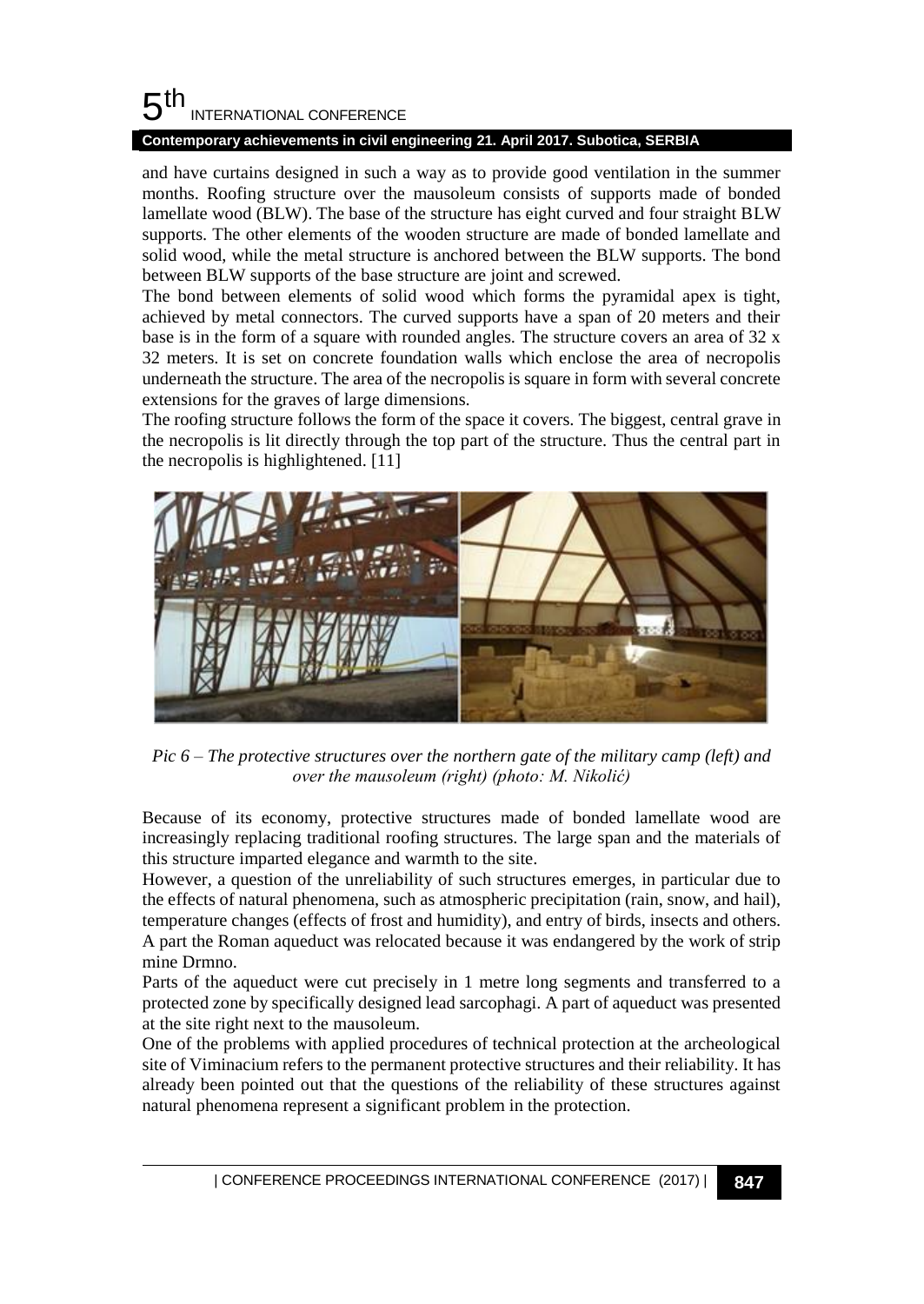and have curtains designed in such a way as to provide good ventilation in the summer months. Roofing structure over the mausoleum consists of supports made of bonded lamellate wood (BLW). The base of the structure has eight curved and four straight BLW supports. The other elements of the wooden structure are made of bonded lamellate and solid wood, while the metal structure is anchored between the BLW supports. The bond between BLW supports of the base structure are joint and screwed.

The bond between elements of solid wood which forms the pyramidal apex is tight, achieved by metal connectors. The curved supports have a span of 20 meters and their base is in the form of a square with rounded angles. The structure covers an area of 32 x 32 meters. It is set on concrete foundation walls which enclose the area of necropolis underneath the structure. The area of the necropolis is square in form with several concrete extensions for the graves of large dimensions.

The roofing structure follows the form of the space it covers. The biggest, central grave in the necropolis is lit directly through the top part of the structure. Thus the central part in the necropolis is highlightened. [11]

*Pic 6 – The protective structures over the northern gate of the military camp (left) and over the mausoleum (right) (photo: M. Nikolić)*

Because of its economy, protective structures made of bonded lamellate wood are increasingly replacing traditional roofing structures. The large span and the materials of this structure imparted elegance and warmth to the site.

However, a question of the unreliability of such structures emerges, in particular due to the effects of natural phenomena, such as atmospheric precipitation (rain, snow, and hail), temperature changes (effects of frost and humidity), and entry of birds, insects and others.

A part the Roman aqueduct was relocated because it was endangered by the work of strip mine Drmno.

Parts of the aqueduct were cut precisely in 1 metre long segments and transferred to a protected zone by specifically designed lead sarcophagi. A part of aqueduct was presented at the site right next to the mausoleum.

One of the problems with applied procedures of technical protection at the archeological site of Viminacium refers to the permanent protective structures and their reliability. It has already been pointed out that the questions of the reliability of these structures against natural phenomena represent a significant problem in the protection.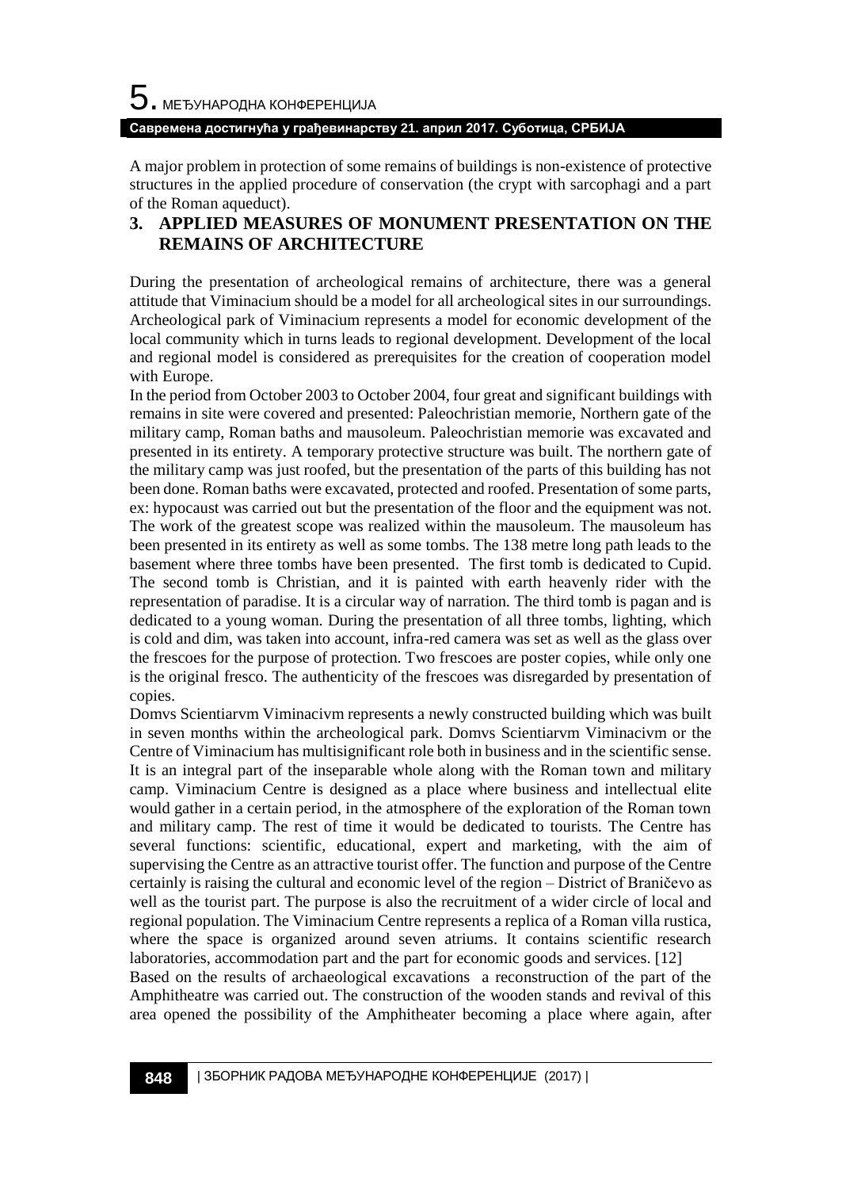A major problem in protection of some remains of buildings is non-existence of protective structures in the applied procedure of conservation (the crypt with sarcophagi and a part of the Roman aqueduct).

## 3. APPLIED MEASURES OF MONUMENT PRESENTATION ON THE REMAINS OF ARCHITECTURE

During the presentation of archeological remains of architecture, there was a general attitude that Viminacium should be a model for all archeological sites in our surroundings. Archeological park of Viminacium represents a model for economic development of the local community which in turns leads to regional development. Development of the local and regional model is considered as prerequisites for the creation of cooperation model with Europe.

In the period from October 2003 to October 2004, four great and significant buildings with remains in site were covered and presented: Paleochristian memorie, Northern gate of the military camp, Roman baths and mausoleum. Paleochristian memorie was excavated and presented in its entirety. A temporary protective structure was built. The northern gate of the military camp was just roofed, but the presentation of the parts of this building has not been done. Roman baths were excavated, protected and roofed. Presentation of some parts, ex: hypocaust was carried out but the presentation of the floor and the equipment was not. The work of the greatest scope was realized within the mausoleum. The mausoleum has been presented in its entirety as well as some tombs. The 138 metre long path leads to the basement where three tombs have been presented. The first tomb is dedicated to Cupid. The second tomb is Christian, and it is painted with earth heavenly rider with the representation of paradise. It is a circular way of narration. The third tomb is pagan and is dedicated to a young woman. During the presentation of all three tombs, lighting, which is cold and dim, was taken into account, infra-red camera was set as well as the glass over the frescoes for the purpose of protection. Two frescoes are poster copies, while only one is the original fresco. The authenticity of the frescoes was disregarded by presentation of copies.

Domvs Scientiarvm Viminacivm represents a newly constructed building which was built in seven months within the archeological park. Domvs Scientiarvm Viminacivm or the Centre of Viminacium has multisignificant role both in business and in the scientific sense. It is an integral part of the inseparable whole along with the Roman town and military camp. Viminacium Centre is designed as a place where business and intellectual elite would gather in a certain period, in the atmosphere of the exploration of the Roman town and military camp. The rest of time it would be dedicated to tourists. The Centre has several functions: scientific, educational, expert and marketing, with the aim of supervising the Centre as an attractive tourist offer. The function and purpose of the Centre certainly is raising the cultural and economic level of the region – District of Braničevo as well as the tourist part. The purpose is also the recruitment of a wider circle of local and regional population. The Viminacium Centre represents a replica of a Roman villa rustica, where the space is organized around seven atriums. It contains scientific research laboratories, accommodation part and the part for economic goods and services. [12]

Based on the results of archaeological excavations a reconstruction of the part of the Amphitheatre was carried out. The construction of the wooden stands and revival of this area opened the possibility of the Amphitheater becoming a place where again, after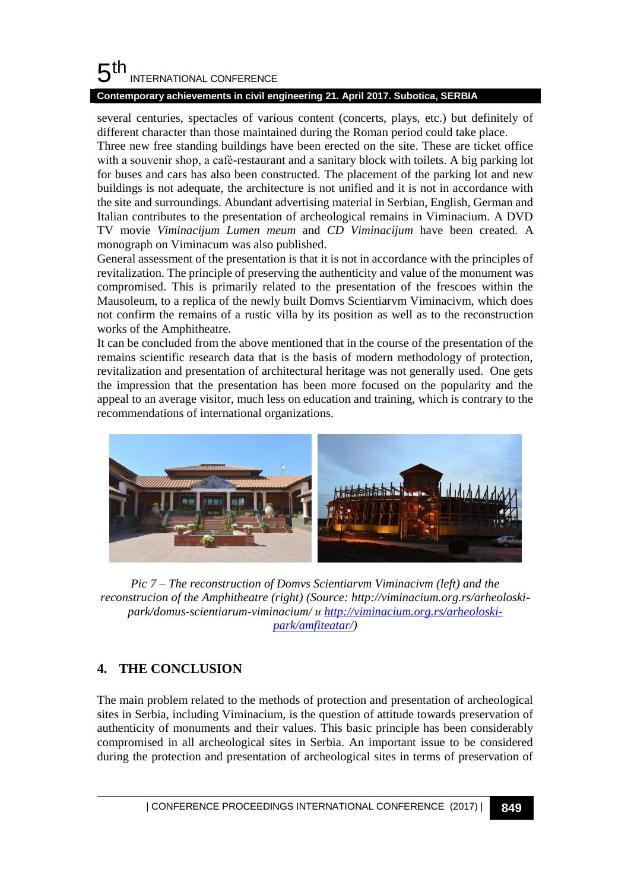several centuries, spectacles of various content (concerts, plays, etc.) but definitely of different character than those maintained during the Roman period could take place.

Three new free standing buildings have been erected on the site. These are ticket office with a souvenir shop, a café-restaurant and a sanitary block with toilets. A big parking lot for buses and cars has also been constructed. The placement of the parking lot and new buildings is not adequate, the architecture is not unified and it is not in accordance with the site and surroundings. Abundant advertising material in Serbian, English, German and Italian contributes to the presentation of archeological remains in Viminacium. A DVD TV movie *Viminacijum Lumen meum* and *CD Viminacijum* have been created. A monograph on Viminacum was also published.

General assessment of the presentation is that it is not in accordance with the principles of revitalization. The principle of preserving the authenticity and value of the monument was compromised. This is primarily related to the presentation of the frescoes within the Mausoleum, to a replica of the newly built Domvs Scientiarvm Viminacivm, which does not confirm the remains of a rustic villa by its position as well as to the reconstruction works of the Amphitheatre.

It can be concluded from the above mentioned that in the course of the presentation of the remains scientific research data that is the basis of modern methodology of protection, revitalization and presentation of architectural heritage was not generally used. One gets the impression that the presentation has been more focused on the popularity and the appeal to an average visitor, much less on education and training, which is contrary to the recommendations of international organizations.

*Pic 7 – The reconstruction of Domvs Scientiarvm Viminacivm (left) and the reconstrucion of the Amphitheatre (right) (Source: http://viminacium.org.rs/arheoloski-park/domus-scientiarum-viminacium/ u http://viminacium.org.rs/arheoloski-park/amfiteatar/)*

## 4. THE CONCLUSION

The main problem related to the methods of protection and presentation of archeological sites in Serbia, including Viminacium, is the question of attitude towards preservation of authenticity of monuments and their values. This basic principle has been considerably compromised in all archeological sites in Serbia. An important issue to be considered during the protection and presentation of archeological sites in terms of preservation of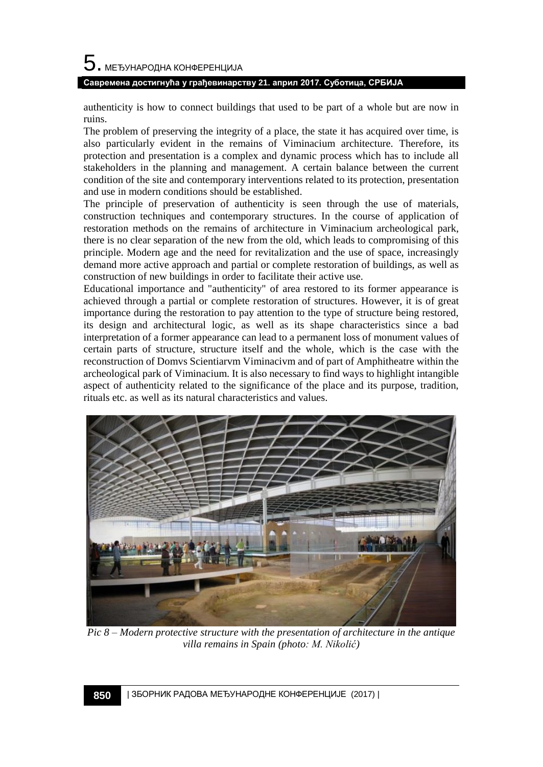authenticity is how to connect buildings that used to be part of a whole but are now in ruins.

The problem of preserving the integrity of a place, the state it has acquired over time, is also particularly evident in the remains of Viminacium architecture. Therefore, its protection and presentation is a complex and dynamic process which has to include all stakeholders in the planning and management. A certain balance between the current condition of the site and contemporary interventions related to its protection, presentation and use in modern conditions should be established.

The principle of preservation of authenticity is seen through the use of materials, construction techniques and contemporary structures. In the course of application of restoration methods on the remains of architecture in Viminacium archeological park, there is no clear separation of the new from the old, which leads to compromising of this principle. Modern age and the need for revitalization and the use of space, increasingly demand more active approach and partial or complete restoration of buildings, as well as construction of new buildings in order to facilitate their active use.

Educational importance and "authenticity" of area restored to its former appearance is achieved through a partial or complete restoration of structures. However, it is of great importance during the restoration to pay attention to the type of structure being restored, its design and architectural logic, as well as its shape characteristics since a bad interpretation of a former appearance can lead to a permanent loss of monument values of certain parts of structure, structure itself and the whole, which is the case with the reconstruction of Domvs Scientiarvm Viminacivm and of part of Amphitheatre within the archeological park of Viminacium. It is also necessary to find ways to highlight intangible aspect of authenticity related to the significance of the place and its purpose, tradition, rituals etc. as well as its natural characteristics and values.

*Pic 8 – Modern protective structure with the presentation of architecture in the antique villa remains in Spain (photo: M. Nikolić)*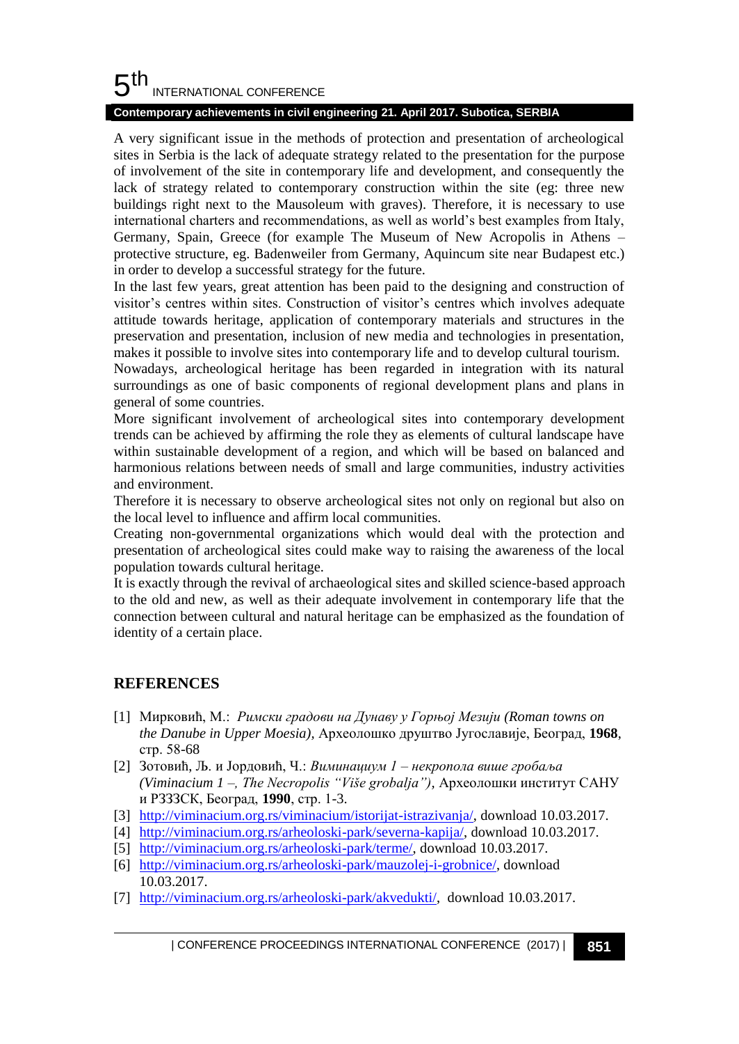A very significant issue in the methods of protection and presentation of archeological sites in Serbia is the lack of adequate strategy related to the presentation for the purpose of involvement of the site in contemporary life and development, and consequently the lack of strategy related to contemporary construction within the site (eg: three new buildings right next to the Mausoleum with graves). Therefore, it is necessary to use international charters and recommendations, as well as world's best examples from Italy, Germany, Spain, Greece (for example The Museum of New Acropolis in Athens – protective structure, eg. Badenweiler from Germany, Aquincum site near Budapest etc.) in order to develop a successful strategy for the future.

In the last few years, great attention has been paid to the designing and construction of visitor's centres within sites. Construction of visitor's centres which involves adequate attitude towards heritage, application of contemporary materials and structures in the preservation and presentation, inclusion of new media and technologies in presentation, makes it possible to involve sites into contemporary life and to develop cultural tourism.

Nowadays, archeological heritage has been regarded in integration with its natural surroundings as one of basic components of regional development plans and plans in general of some countries.

More significant involvement of archeological sites into contemporary development trends can be achieved by affirming the role they as elements of cultural landscape have within sustainable development of a region, and which will be based on balanced and harmonious relations between needs of small and large communities, industry activities and environment.

Therefore it is necessary to observe archeological sites not only on regional but also on the local level to influence and affirm local communities.

Creating non-governmental organizations which would deal with the protection and presentation of archeological sites could make way to raising the awareness of the local population towards cultural heritage.

It is exactly through the revival of archaeological sites and skilled science-based approach to the old and new, as well as their adequate involvement in contemporary life that the connection between cultural and natural heritage can be emphasized as the foundation of identity of a certain place.

## REFERENCES

[1] Мирковић, М.: *Римски градови на Дунаву у Горњој Мезији (Roman towns on the Danube in Upper Moesia)*, Археолошко друштво Југославије, Београд, **1968**, стр. 58-68

[2] Зотовић, Љ. и Јордовић, Ч.: *Виминацијум 1 – некропола више гробаља (Viminacium 1 –, The Necropolis "Više grobalja")*, Археолошки институт САНУ и РЗЗЗСК, Београд, **1990**, стр. 1-3.

[3] http://viminacium.org.rs/viminacium/istorijat-istrazivanja/, download 10.03.2017.

[4] http://viminacium.org.rs/arheoloski-park/severna-kapija/, download 10.03.2017.

[5] http://viminacium.org.rs/arheoloski-park/terme/, download 10.03.2017.

[6] http://viminacium.org.rs/arheoloski-park/mauzolej-i-grobnice/, download 10.03.2017.

[7] http://viminacium.org.rs/arheoloski-park/akvedukti/, download 10.03.2017.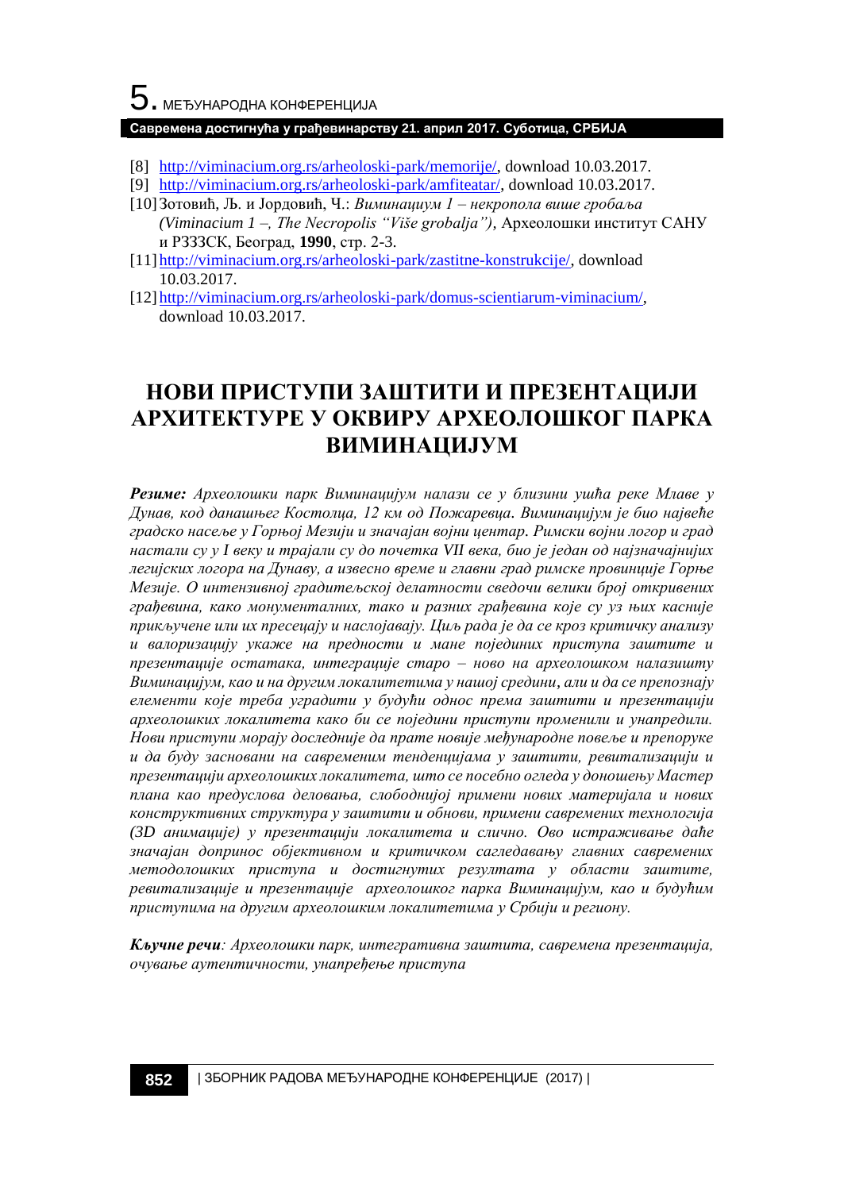[8] http://viminacium.org.rs/arheoloski-park/memorije/, download 10.03.2017.

[9] http://viminacium.org.rs/arheoloski-park/amfiteatar/, download 10.03.2017.

[10] Зотовић, Љ. и Јордовић, Ч.: *Виминациум 1 – некропола више гробаља (Viminacium 1 –, The Necropolis "Više grobalja"),* Археолошки институт САНУ и РЗЗСК, Београд, **1990**, стр. 2-3.

[11] http://viminacium.org.rs/arheoloski-park/zastitne-konstrukcije/, download 10.03.2017.

[12] http://viminacium.org.rs/arheoloski-park/domus-scientiarum-viminacium/, download 10.03.2017.

# НОВИ ПРИСТУПИ ЗАШТИТИ И ПРЕЗЕНТАЦИЈИ АРХИТЕКТУРЕ У ОКВИРУ АРХЕОЛОШКОГ ПАРКА ВИМИНАЦИЈУМ

***Резиме:*** *Археолошки парк Виминацијум налази се у близини ушћа реке Млаве у Дунав, код данашњег Костолца, 12 км од Пожаревца. Виминацијум је био највеће градско насеље у Горњој Мезији и значајан војни центар. Римски војни логор и град настали су у I веку и трајали су до почетка VII века, био је један од најзначајнијих легијских логора на Дунаву, а извесно време и главни град римске провинције Горње Мезије. О интензивној градитељској делатности сведочи велики број откривених грађевина, како монументалних, тако и разних грађевина које су уз њих касније прикључене или их пресецају и наслојавају. Циљ рада је да се кроз критичку анализу и валоризацију укаже на предности и мане појединих приступа заштите и презентације остатака, интеграције старо – ново на археолошком налазишту Виминацијум, као и на другим локалитетима у нашој средини, али и да се препознају елементи које треба уградити у будући однос према заштити и презентацији археолошких локалитета како би се поједини приступи променили и унапредили. Нови приступи морају доследније да прате новије међународне повеље и препоруке и да буду засновани на савременим тенденцијама у заштити, ревитализацији и презентацији археолошких локалитета, што се посебно огледа у доношењу Мастер плана као предуслова деловања, слободнијој примени нових материјала и нових конструктивних структура у заштити и обнови, примени савремених технологија (3D анимације) у презентацији локалитета и слично. Ово истраживање даће значајан допринос објективном и критичком сагледавању главних савремених методолошких приступа и достигнутих резултата у области заштите, ревитализације и презентације археолошког парка Виминацијум, као и будућим приступима на другим археолошким локалитетима у Србији и региону.*

***Кључне речи****: Археолошки парк, интегративна заштита, савремена презентација, очување аутентичности, унапређење приступа*